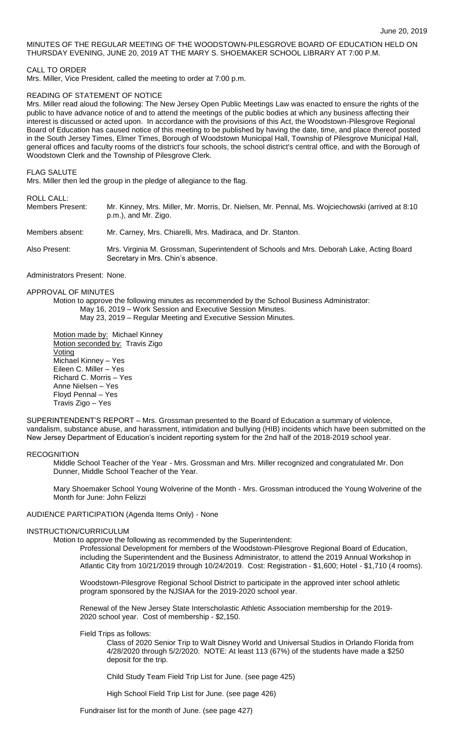June 20, 2019

MINUTES OF THE REGULAR MEETING OF THE WOODSTOWN-PILESGROVE BOARD OF EDUCATION HELD ON THURSDAY EVENING, JUNE 20, 2019 AT THE MARY S. SHOEMAKER SCHOOL LIBRARY AT 7:00 P.M.

CALL TO ORDER

Mrs. Miller, Vice President, called the meeting to order at 7:00 p.m.

READING OF STATEMENT OF NOTICE

Mrs. Miller read aloud the following: The New Jersey Open Public Meetings Law was enacted to ensure the rights of the public to have advance notice of and to attend the meetings of the public bodies at which any business affecting their interest is discussed or acted upon. In accordance with the provisions of this Act, the Woodstown-Pilesgrove Regional Board of Education has caused notice of this meeting to be published by having the date, time, and place thereof posted in the South Jersey Times, Elmer Times, Borough of Woodstown Municipal Hall, Township of Pilesgrove Municipal Hall, general offices and faculty rooms of the district's four schools, the school district's central office, and with the Borough of Woodstown Clerk and the Township of Pilesgrove Clerk.

FLAG SALUTE

Mrs. Miller then led the group in the pledge of allegiance to the flag.

ROLL CALL:

Members Present: Mr. Kinney, Mrs. Miller, Mr. Morris, Dr. Nielsen, Mr. Pennal, Ms. Wojciechowski (arrived at 8:10 p.m.), and Mr. Zigo.

Members absent: Mr. Carney, Mrs. Chiarelli, Mrs. Madiraca, and Dr. Stanton.

Also Present: Mrs. Virginia M. Grossman, Superintendent of Schools and Mrs. Deborah Lake, Acting Board Secretary in Mrs. Chin's absence.

Administrators Present: None.

APPROVAL OF MINUTES

Motion to approve the following minutes as recommended by the School Business Administrator:
May 16, 2019 – Work Session and Executive Session Minutes.
May 23, 2019 – Regular Meeting and Executive Session Minutes.

Motion made by: Michael Kinney
Motion seconded by: Travis Zigo
Voting
Michael Kinney – Yes
Eileen C. Miller – Yes
Richard C. Morris – Yes
Anne Nielsen – Yes
Floyd Pennal – Yes
Travis Zigo – Yes

SUPERINTENDENT'S REPORT – Mrs. Grossman presented to the Board of Education a summary of violence, vandalism, substance abuse, and harassment, intimidation and bullying (HIB) incidents which have been submitted on the New Jersey Department of Education's incident reporting system for the 2nd half of the 2018-2019 school year.

RECOGNITION

Middle School Teacher of the Year - Mrs. Grossman and Mrs. Miller recognized and congratulated Mr. Don Dunner, Middle School Teacher of the Year.

Mary Shoemaker School Young Wolverine of the Month - Mrs. Grossman introduced the Young Wolverine of the Month for June: John Felizzi

AUDIENCE PARTICIPATION (Agenda Items Only) - None

INSTRUCTION/CURRICULUM

Motion to approve the following as recommended by the Superintendent:

Professional Development for members of the Woodstown-Pilesgrove Regional Board of Education, including the Superintendent and the Business Administrator, to attend the 2019 Annual Workshop in Atlantic City from 10/21/2019 through 10/24/2019. Cost: Registration - $1,600; Hotel - $1,710 (4 rooms).

Woodstown-Pilesgrove Regional School District to participate in the approved inter school athletic program sponsored by the NJSIAA for the 2019-2020 school year.

Renewal of the New Jersey State Interscholastic Athletic Association membership for the 2019-2020 school year. Cost of membership - $2,150.

Field Trips as follows:

Class of 2020 Senior Trip to Walt Disney World and Universal Studios in Orlando Florida from 4/28/2020 through 5/2/2020. NOTE: At least 113 (67%) of the students have made a $250 deposit for the trip.

Child Study Team Field Trip List for June. (see page 425)

High School Field Trip List for June. (see page 426)

Fundraiser list for the month of June. (see page 427)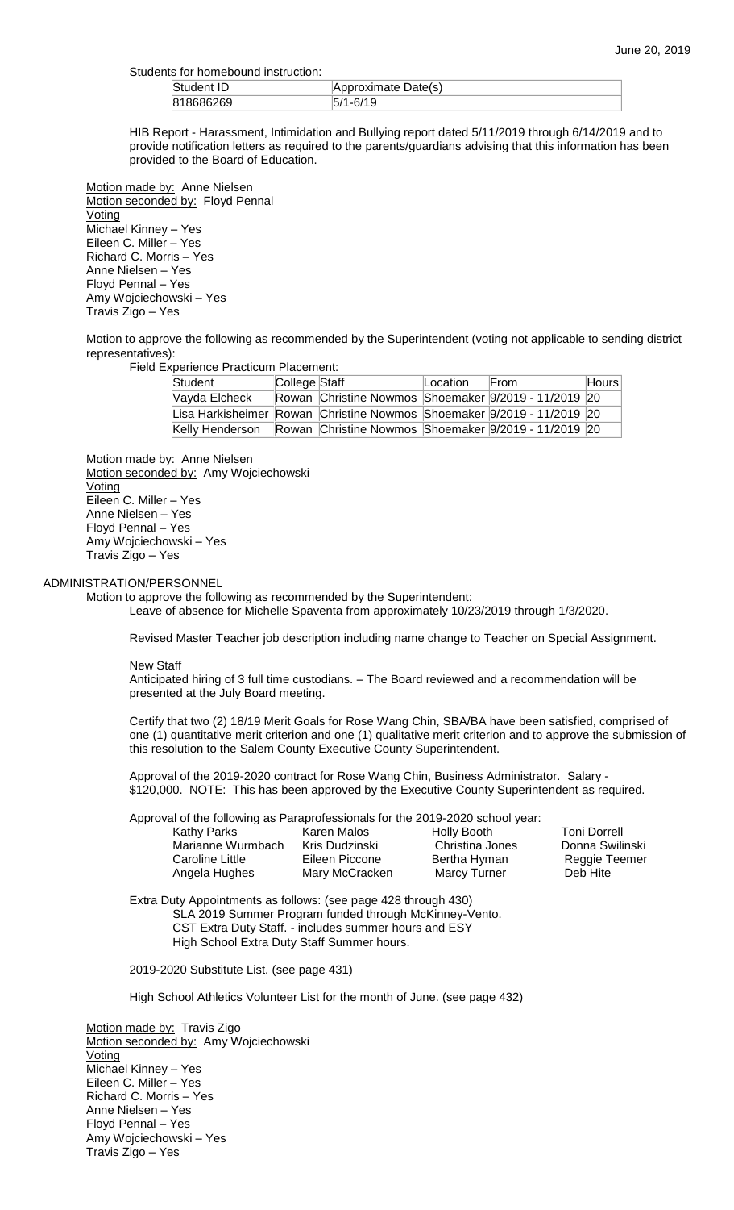Students for homebound instruction:

| Student ID | Approximate Date(s) |
|---|---|
| 818686269 | 5/1-6/19 |

HIB Report - Harassment, Intimidation and Bullying report dated 5/11/2019 through 6/14/2019 and to provide notification letters as required to the parents/guardians advising that this information has been provided to the Board of Education.

Motion made by: Anne Nielsen
Motion seconded by: Floyd Pennal
Voting
Michael Kinney – Yes
Eileen C. Miller – Yes
Richard C. Morris – Yes
Anne Nielsen – Yes
Floyd Pennal – Yes
Amy Wojciechowski – Yes
Travis Zigo – Yes

Motion to approve the following as recommended by the Superintendent (voting not applicable to sending district representatives):

Field Experience Practicum Placement:

| Student | College | Staff | Location | From | Hours |
|---|---|---|---|---|---|
| Vayda Elcheck | Rowan | Christine Nowmos | Shoemaker | 9/2019 - 11/2019 | 20 |
| Lisa Harkisheimer | Rowan | Christine Nowmos | Shoemaker | 9/2019 - 11/2019 | 20 |
| Kelly Henderson | Rowan | Christine Nowmos | Shoemaker | 9/2019 - 11/2019 | 20 |

Motion made by: Anne Nielsen
Motion seconded by: Amy Wojciechowski
Voting
Eileen C. Miller – Yes
Anne Nielsen – Yes
Floyd Pennal – Yes
Amy Wojciechowski – Yes
Travis Zigo – Yes

ADMINISTRATION/PERSONNEL

Motion to approve the following as recommended by the Superintendent:

Leave of absence for Michelle Spaventa from approximately 10/23/2019 through 1/3/2020.

Revised Master Teacher job description including name change to Teacher on Special Assignment.

New Staff
Anticipated hiring of 3 full time custodians. – The Board reviewed and a recommendation will be presented at the July Board meeting.

Certify that two (2) 18/19 Merit Goals for Rose Wang Chin, SBA/BA have been satisfied, comprised of one (1) quantitative merit criterion and one (1) qualitative merit criterion and to approve the submission of this resolution to the Salem County Executive County Superintendent.

Approval of the 2019-2020 contract for Rose Wang Chin, Business Administrator. Salary - $120,000. NOTE: This has been approved by the Executive County Superintendent as required.

Approval of the following as Paraprofessionals for the 2019-2020 school year:

| | | | |
|---|---|---|---|
| Kathy Parks | Karen Malos | Holly Booth | Toni Dorrell |
| Marianne Wurmbach | Kris Dudzinski | Christina Jones | Donna Swilinski |
| Caroline Little | Eileen Piccone | Bertha Hyman | Reggie Teemer |
| Angela Hughes | Mary McCracken | Marcy Turner | Deb Hite |

Extra Duty Appointments as follows: (see page 428 through 430)
SLA 2019 Summer Program funded through McKinney-Vento.
CST Extra Duty Staff. - includes summer hours and ESY
High School Extra Duty Staff Summer hours.

2019-2020 Substitute List. (see page 431)

High School Athletics Volunteer List for the month of June. (see page 432)

Motion made by: Travis Zigo
Motion seconded by: Amy Wojciechowski
Voting
Michael Kinney – Yes
Eileen C. Miller – Yes
Richard C. Morris – Yes
Anne Nielsen – Yes
Floyd Pennal – Yes
Amy Wojciechowski – Yes
Travis Zigo – Yes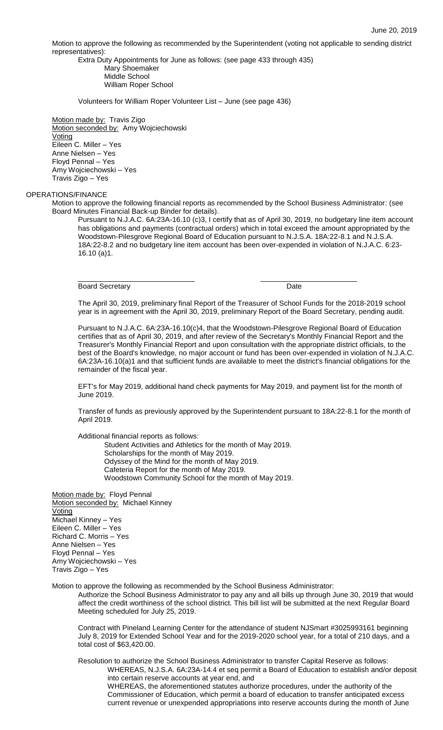Motion to approve the following as recommended by the Superintendent (voting not applicable to sending district representatives):

Extra Duty Appointments for June as follows: (see page 433 through 435)

Mary Shoemaker
Middle School
William Roper School

Volunteers for William Roper Volunteer List – June (see page 436)

Motion made by: Travis Zigo
Motion seconded by: Amy Wojciechowski
Voting
Eileen C. Miller – Yes
Anne Nielsen – Yes
Floyd Pennal – Yes
Amy Wojciechowski – Yes
Travis Zigo – Yes

OPERATIONS/FINANCE

Motion to approve the following financial reports as recommended by the School Business Administrator: (see Board Minutes Financial Back-up Binder for details).

Pursuant to N.J.A.C. 6A:23A-16.10 (c)3, I certify that as of April 30, 2019, no budgetary line item account has obligations and payments (contractual orders) which in total exceed the amount appropriated by the Woodstown-Pilesgrove Regional Board of Education pursuant to N.J.S.A. 18A:22-8.1 and N.J.S.A. 18A:22-8.2 and no budgetary line item account has been over-expended in violation of N.J.A.C. 6:23-16.10 (a)1.

_____________________________ _________________________
Board Secretary Date

The April 30, 2019, preliminary final Report of the Treasurer of School Funds for the 2018-2019 school year is in agreement with the April 30, 2019, preliminary Report of the Board Secretary, pending audit.

Pursuant to N.J.A.C. 6A:23A-16.10(c)4, that the Woodstown-Pilesgrove Regional Board of Education certifies that as of April 30, 2019, and after review of the Secretary's Monthly Financial Report and the Treasurer's Monthly Financial Report and upon consultation with the appropriate district officials, to the best of the Board's knowledge, no major account or fund has been over-expended in violation of N.J.A.C. 6A:23A-16.10(a)1 and that sufficient funds are available to meet the district's financial obligations for the remainder of the fiscal year.

EFT's for May 2019, additional hand check payments for May 2019, and payment list for the month of June 2019.

Transfer of funds as previously approved by the Superintendent pursuant to 18A:22-8.1 for the month of April 2019.

Additional financial reports as follows:

Student Activities and Athletics for the month of May 2019.
Scholarships for the month of May 2019.
Odyssey of the Mind for the month of May 2019.
Cafeteria Report for the month of May 2019.
Woodstown Community School for the month of May 2019.

Motion made by: Floyd Pennal
Motion seconded by: Michael Kinney
Voting
Michael Kinney – Yes
Eileen C. Miller – Yes
Richard C. Morris – Yes
Anne Nielsen – Yes
Floyd Pennal – Yes
Amy Wojciechowski – Yes
Travis Zigo – Yes

Motion to approve the following as recommended by the School Business Administrator:

Authorize the School Business Administrator to pay any and all bills up through June 30, 2019 that would affect the credit worthiness of the school district. This bill list will be submitted at the next Regular Board Meeting scheduled for July 25, 2019.

Contract with Pineland Learning Center for the attendance of student NJSmart #3025993161 beginning July 8, 2019 for Extended School Year and for the 2019-2020 school year, for a total of 210 days, and a total cost of $63,420.00.

Resolution to authorize the School Business Administrator to transfer Capital Reserve as follows:

WHEREAS, N.J.S.A. 6A:23A-14.4 et seq permit a Board of Education to establish and/or deposit into certain reserve accounts at year end, and

WHEREAS, the aforementioned statutes authorize procedures, under the authority of the Commissioner of Education, which permit a board of education to transfer anticipated excess current revenue or unexpended appropriations into reserve accounts during the month of June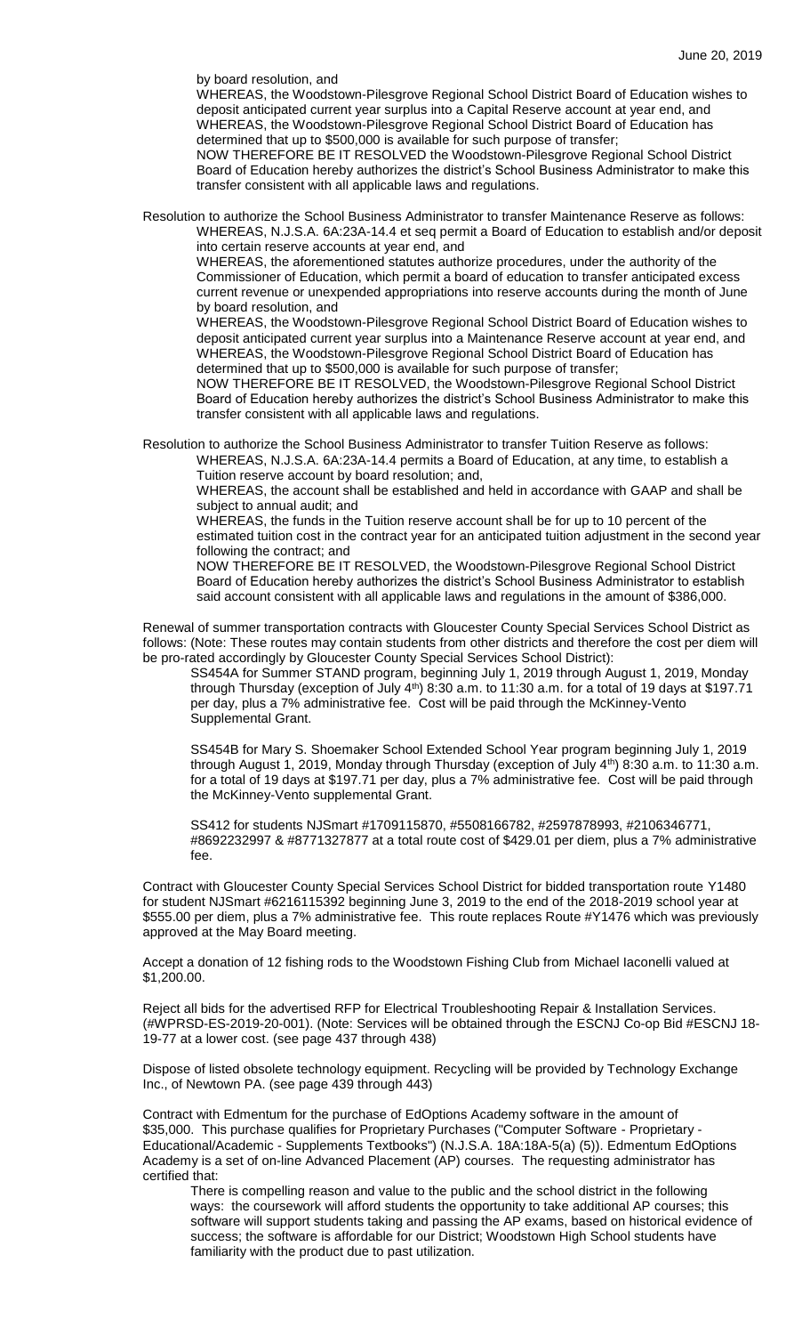by board resolution, and

WHEREAS, the Woodstown-Pilesgrove Regional School District Board of Education wishes to deposit anticipated current year surplus into a Capital Reserve account at year end, and WHEREAS, the Woodstown-Pilesgrove Regional School District Board of Education has determined that up to $500,000 is available for such purpose of transfer;

NOW THEREFORE BE IT RESOLVED the Woodstown-Pilesgrove Regional School District Board of Education hereby authorizes the district's School Business Administrator to make this transfer consistent with all applicable laws and regulations.

Resolution to authorize the School Business Administrator to transfer Maintenance Reserve as follows:

WHEREAS, N.J.S.A. 6A:23A-14.4 et seq permit a Board of Education to establish and/or deposit into certain reserve accounts at year end, and

WHEREAS, the aforementioned statutes authorize procedures, under the authority of the Commissioner of Education, which permit a board of education to transfer anticipated excess current revenue or unexpended appropriations into reserve accounts during the month of June by board resolution, and

WHEREAS, the Woodstown-Pilesgrove Regional School District Board of Education wishes to deposit anticipated current year surplus into a Maintenance Reserve account at year end, and WHEREAS, the Woodstown-Pilesgrove Regional School District Board of Education has determined that up to $500,000 is available for such purpose of transfer;

NOW THEREFORE BE IT RESOLVED, the Woodstown-Pilesgrove Regional School District Board of Education hereby authorizes the district's School Business Administrator to make this transfer consistent with all applicable laws and regulations.

Resolution to authorize the School Business Administrator to transfer Tuition Reserve as follows:

WHEREAS, N.J.S.A. 6A:23A-14.4 permits a Board of Education, at any time, to establish a Tuition reserve account by board resolution; and,

WHEREAS, the account shall be established and held in accordance with GAAP and shall be subject to annual audit; and

WHEREAS, the funds in the Tuition reserve account shall be for up to 10 percent of the estimated tuition cost in the contract year for an anticipated tuition adjustment in the second year following the contract; and

NOW THEREFORE BE IT RESOLVED, the Woodstown-Pilesgrove Regional School District Board of Education hereby authorizes the district's School Business Administrator to establish said account consistent with all applicable laws and regulations in the amount of $386,000.

Renewal of summer transportation contracts with Gloucester County Special Services School District as follows: (Note: These routes may contain students from other districts and therefore the cost per diem will be pro-rated accordingly by Gloucester County Special Services School District):

SS454A for Summer STAND program, beginning July 1, 2019 through August 1, 2019, Monday through Thursday (exception of July 4th) 8:30 a.m. to 11:30 a.m. for a total of 19 days at $197.71 per day, plus a 7% administrative fee. Cost will be paid through the McKinney-Vento Supplemental Grant.

SS454B for Mary S. Shoemaker School Extended School Year program beginning July 1, 2019 through August 1, 2019, Monday through Thursday (exception of July 4th) 8:30 a.m. to 11:30 a.m. for a total of 19 days at $197.71 per day, plus a 7% administrative fee. Cost will be paid through the McKinney-Vento supplemental Grant.

SS412 for students NJSmart #1709115870, #5508166782, #2597878993, #2106346771, #8692232997 & #8771327877 at a total route cost of $429.01 per diem, plus a 7% administrative fee.

Contract with Gloucester County Special Services School District for bidded transportation route Y1480 for student NJSmart #6216115392 beginning June 3, 2019 to the end of the 2018-2019 school year at $555.00 per diem, plus a 7% administrative fee. This route replaces Route #Y1476 which was previously approved at the May Board meeting.

Accept a donation of 12 fishing rods to the Woodstown Fishing Club from Michael Iaconelli valued at $1,200.00.

Reject all bids for the advertised RFP for Electrical Troubleshooting Repair & Installation Services. (#WPRSD-ES-2019-20-001). (Note: Services will be obtained through the ESCNJ Co-op Bid #ESCNJ 18-19-77 at a lower cost. (see page 437 through 438)

Dispose of listed obsolete technology equipment. Recycling will be provided by Technology Exchange Inc., of Newtown PA. (see page 439 through 443)

Contract with Edmentum for the purchase of EdOptions Academy software in the amount of $35,000. This purchase qualifies for Proprietary Purchases ("Computer Software - Proprietary - Educational/Academic - Supplements Textbooks") (N.J.S.A. 18A:18A-5(a) (5)). Edmentum EdOptions Academy is a set of on-line Advanced Placement (AP) courses. The requesting administrator has certified that:

There is compelling reason and value to the public and the school district in the following ways: the coursework will afford students the opportunity to take additional AP courses; this software will support students taking and passing the AP exams, based on historical evidence of success; the software is affordable for our District; Woodstown High School students have familiarity with the product due to past utilization.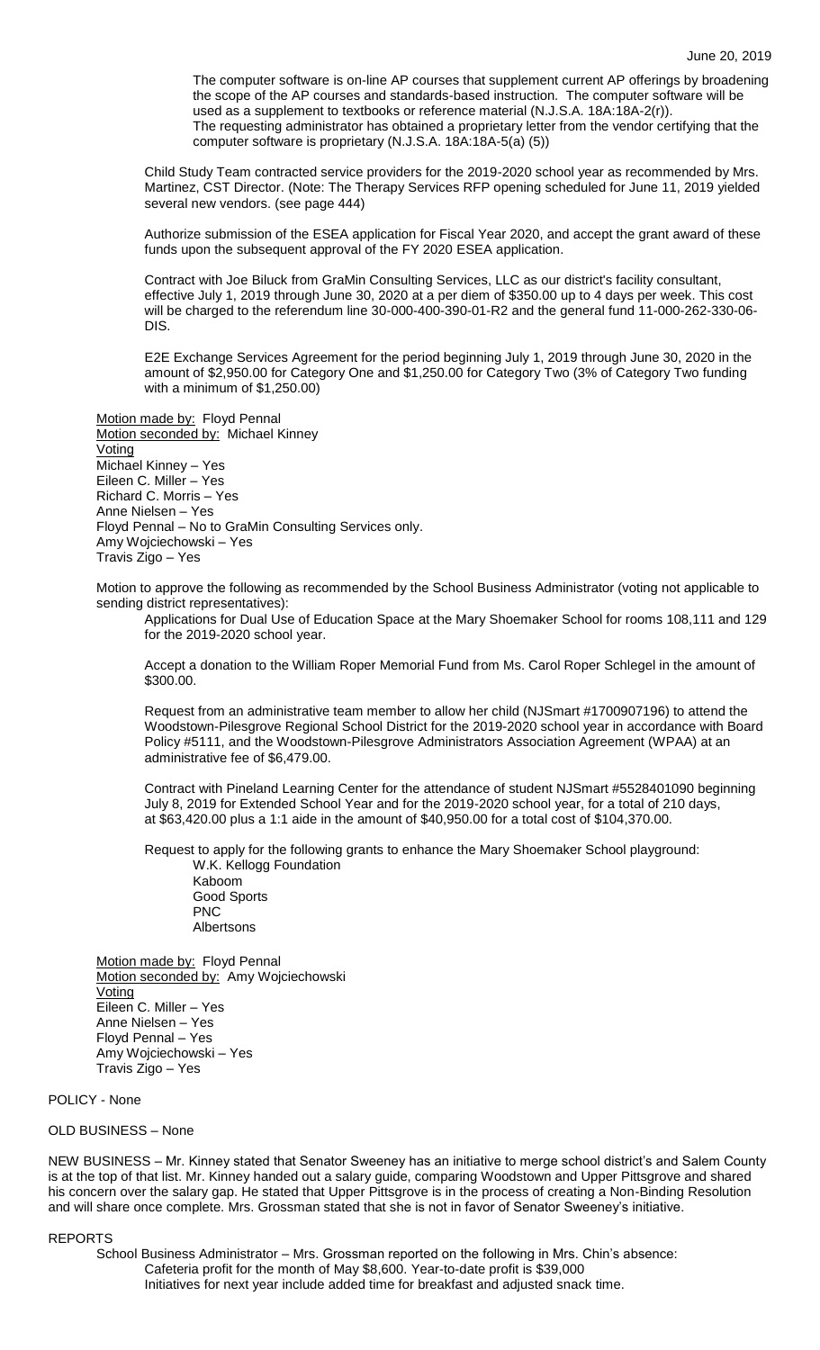The computer software is on-line AP courses that supplement current AP offerings by broadening the scope of the AP courses and standards-based instruction. The computer software will be used as a supplement to textbooks or reference material (N.J.S.A. 18A:18A-2(r)).
The requesting administrator has obtained a proprietary letter from the vendor certifying that the computer software is proprietary (N.J.S.A. 18A:18A-5(a) (5))

Child Study Team contracted service providers for the 2019-2020 school year as recommended by Mrs. Martinez, CST Director. (Note: The Therapy Services RFP opening scheduled for June 11, 2019 yielded several new vendors. (see page 444)

Authorize submission of the ESEA application for Fiscal Year 2020, and accept the grant award of these funds upon the subsequent approval of the FY 2020 ESEA application.

Contract with Joe Biluck from GraMin Consulting Services, LLC as our district's facility consultant, effective July 1, 2019 through June 30, 2020 at a per diem of $350.00 up to 4 days per week. This cost will be charged to the referendum line 30-000-400-390-01-R2 and the general fund 11-000-262-330-06-DIS.

E2E Exchange Services Agreement for the period beginning July 1, 2019 through June 30, 2020 in the amount of $2,950.00 for Category One and $1,250.00 for Category Two (3% of Category Two funding with a minimum of $1,250.00)

Motion made by: Floyd Pennal
Motion seconded by: Michael Kinney
Voting
Michael Kinney – Yes
Eileen C. Miller – Yes
Richard C. Morris – Yes
Anne Nielsen – Yes
Floyd Pennal – No to GraMin Consulting Services only.
Amy Wojciechowski – Yes
Travis Zigo – Yes

Motion to approve the following as recommended by the School Business Administrator (voting not applicable to sending district representatives):

Applications for Dual Use of Education Space at the Mary Shoemaker School for rooms 108,111 and 129 for the 2019-2020 school year.

Accept a donation to the William Roper Memorial Fund from Ms. Carol Roper Schlegel in the amount of $300.00.

Request from an administrative team member to allow her child (NJSmart #1700907196) to attend the Woodstown-Pilesgrove Regional School District for the 2019-2020 school year in accordance with Board Policy #5111, and the Woodstown-Pilesgrove Administrators Association Agreement (WPAA) at an administrative fee of $6,479.00.

Contract with Pineland Learning Center for the attendance of student NJSmart #5528401090 beginning July 8, 2019 for Extended School Year and for the 2019-2020 school year, for a total of 210 days, at $63,420.00 plus a 1:1 aide in the amount of $40,950.00 for a total cost of $104,370.00.

Request to apply for the following grants to enhance the Mary Shoemaker School playground:
- W.K. Kellogg Foundation
- Kaboom
- Good Sports
- PNC
- Albertsons

Motion made by: Floyd Pennal
Motion seconded by: Amy Wojciechowski
Voting
Eileen C. Miller – Yes
Anne Nielsen – Yes
Floyd Pennal – Yes
Amy Wojciechowski – Yes
Travis Zigo – Yes

POLICY - None

OLD BUSINESS – None

NEW BUSINESS – Mr. Kinney stated that Senator Sweeney has an initiative to merge school district's and Salem County is at the top of that list. Mr. Kinney handed out a salary guide, comparing Woodstown and Upper Pittsgrove and shared his concern over the salary gap. He stated that Upper Pittsgrove is in the process of creating a Non-Binding Resolution and will share once complete. Mrs. Grossman stated that she is not in favor of Senator Sweeney's initiative.

REPORTS

School Business Administrator – Mrs. Grossman reported on the following in Mrs. Chin's absence:
Cafeteria profit for the month of May $8,600. Year-to-date profit is $39,000
Initiatives for next year include added time for breakfast and adjusted snack time.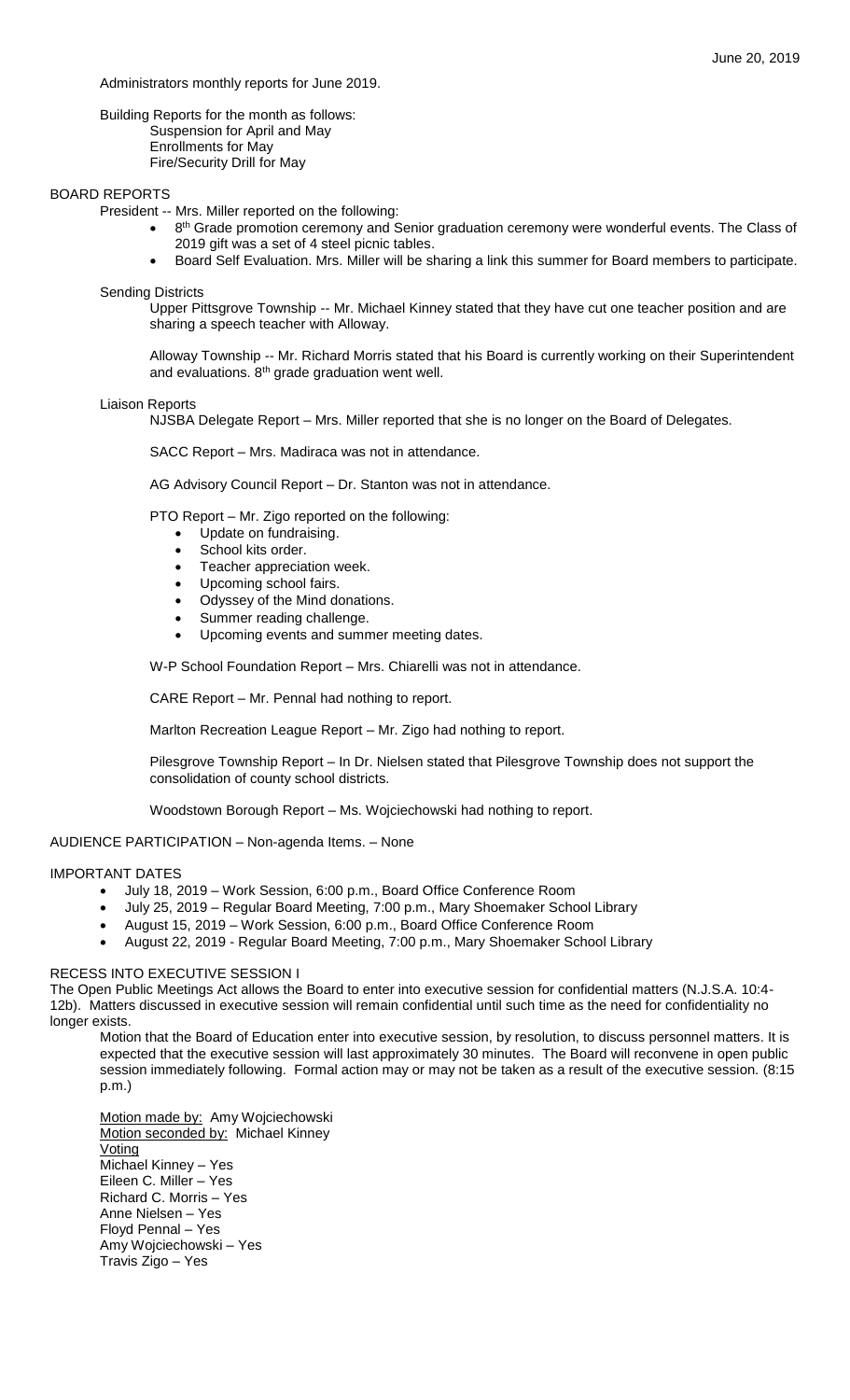Administrators monthly reports for June 2019.

Building Reports for the month as follows:
- Suspension for April and May
- Enrollments for May
- Fire/Security Drill for May

## BOARD REPORTS

President -- Mrs. Miller reported on the following:

- 8th Grade promotion ceremony and Senior graduation ceremony were wonderful events. The Class of 2019 gift was a set of 4 steel picnic tables.
- Board Self Evaluation. Mrs. Miller will be sharing a link this summer for Board members to participate.

Sending Districts

Upper Pittsgrove Township -- Mr. Michael Kinney stated that they have cut one teacher position and are sharing a speech teacher with Alloway.

Alloway Township -- Mr. Richard Morris stated that his Board is currently working on their Superintendent and evaluations. 8th grade graduation went well.

Liaison Reports

NJSBA Delegate Report – Mrs. Miller reported that she is no longer on the Board of Delegates.

SACC Report – Mrs. Madiraca was not in attendance.

AG Advisory Council Report – Dr. Stanton was not in attendance.

PTO Report – Mr. Zigo reported on the following:

- Update on fundraising.
- School kits order.
- Teacher appreciation week.
- Upcoming school fairs.
- Odyssey of the Mind donations.
- Summer reading challenge.
- Upcoming events and summer meeting dates.

W-P School Foundation Report – Mrs. Chiarelli was not in attendance.

CARE Report – Mr. Pennal had nothing to report.

Marlton Recreation League Report – Mr. Zigo had nothing to report.

Pilesgrove Township Report – In Dr. Nielsen stated that Pilesgrove Township does not support the consolidation of county school districts.

Woodstown Borough Report – Ms. Wojciechowski had nothing to report.

## AUDIENCE PARTICIPATION – Non-agenda Items. – None

## IMPORTANT DATES

- July 18, 2019 – Work Session, 6:00 p.m., Board Office Conference Room
- July 25, 2019 – Regular Board Meeting, 7:00 p.m., Mary Shoemaker School Library
- August 15, 2019 – Work Session, 6:00 p.m., Board Office Conference Room
- August 22, 2019 - Regular Board Meeting, 7:00 p.m., Mary Shoemaker School Library

## RECESS INTO EXECUTIVE SESSION I

The Open Public Meetings Act allows the Board to enter into executive session for confidential matters (N.J.S.A. 10:4-12b). Matters discussed in executive session will remain confidential until such time as the need for confidentiality no longer exists.

Motion that the Board of Education enter into executive session, by resolution, to discuss personnel matters. It is expected that the executive session will last approximately 30 minutes. The Board will reconvene in open public session immediately following. Formal action may or may not be taken as a result of the executive session. (8:15 p.m.)

Motion made by: Amy Wojciechowski
Motion seconded by: Michael Kinney
Voting
Michael Kinney – Yes
Eileen C. Miller – Yes
Richard C. Morris – Yes
Anne Nielsen – Yes
Floyd Pennal – Yes
Amy Wojciechowski – Yes
Travis Zigo – Yes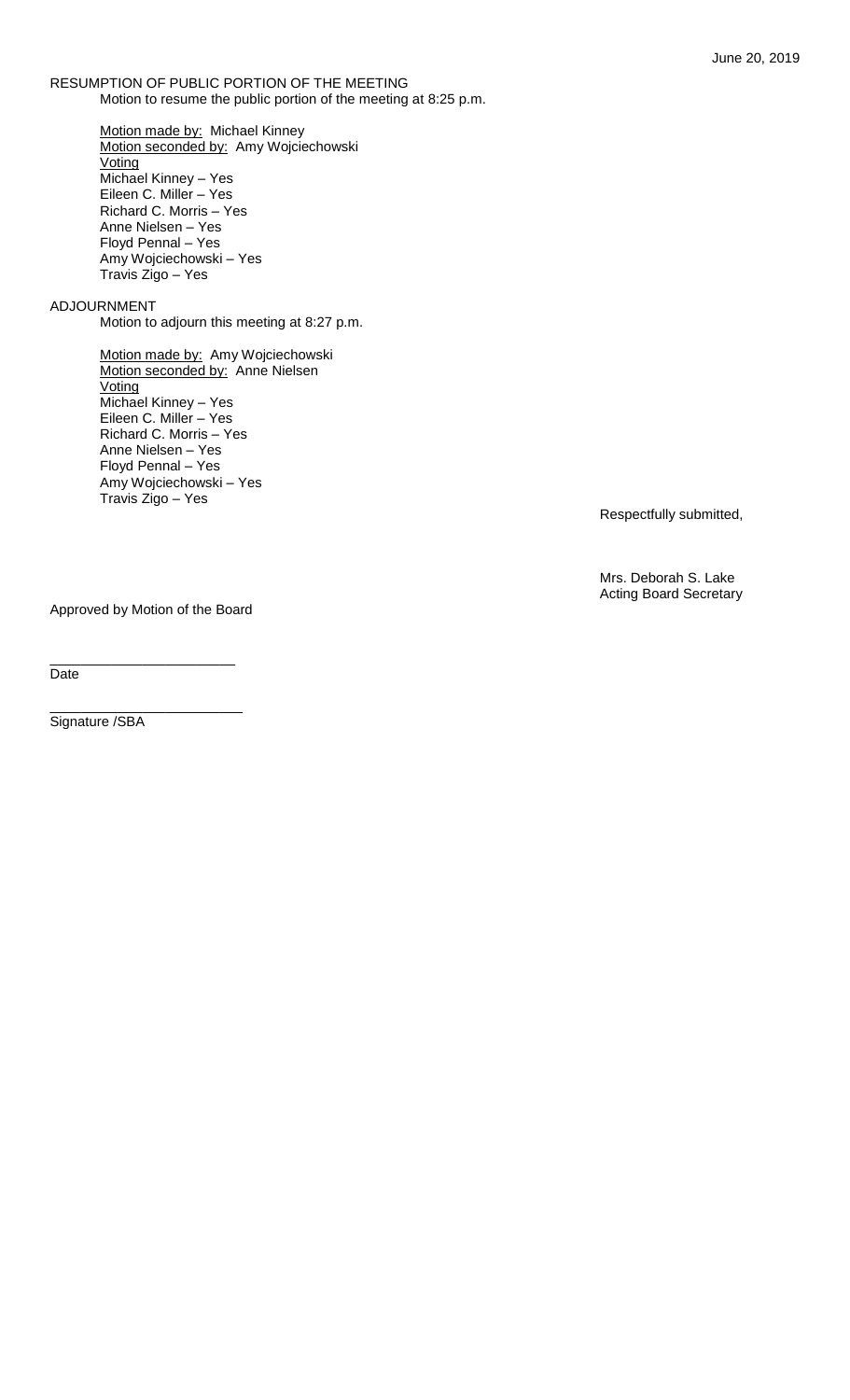June 20, 2019

RESUMPTION OF PUBLIC PORTION OF THE MEETING

Motion to resume the public portion of the meeting at 8:25 p.m.

Motion made by: Michael Kinney
Motion seconded by: Amy Wojciechowski
Voting
Michael Kinney – Yes
Eileen C. Miller – Yes
Richard C. Morris – Yes
Anne Nielsen – Yes
Floyd Pennal – Yes
Amy Wojciechowski – Yes
Travis Zigo – Yes

ADJOURNMENT

Motion to adjourn this meeting at 8:27 p.m.

Motion made by: Amy Wojciechowski
Motion seconded by: Anne Nielsen
Voting
Michael Kinney – Yes
Eileen C. Miller – Yes
Richard C. Morris – Yes
Anne Nielsen – Yes
Floyd Pennal – Yes
Amy Wojciechowski – Yes
Travis Zigo – Yes

Respectfully submitted,

Mrs. Deborah S. Lake
Acting Board Secretary

Approved by Motion of the Board

\_\_\_\_\_\_\_\_\_\_\_\_\_\_\_\_\_\_\_\_\_\_\_\_
Date

\_\_\_\_\_\_\_\_\_\_\_\_\_\_\_\_\_\_\_\_\_\_\_\_\_
Signature /SBA